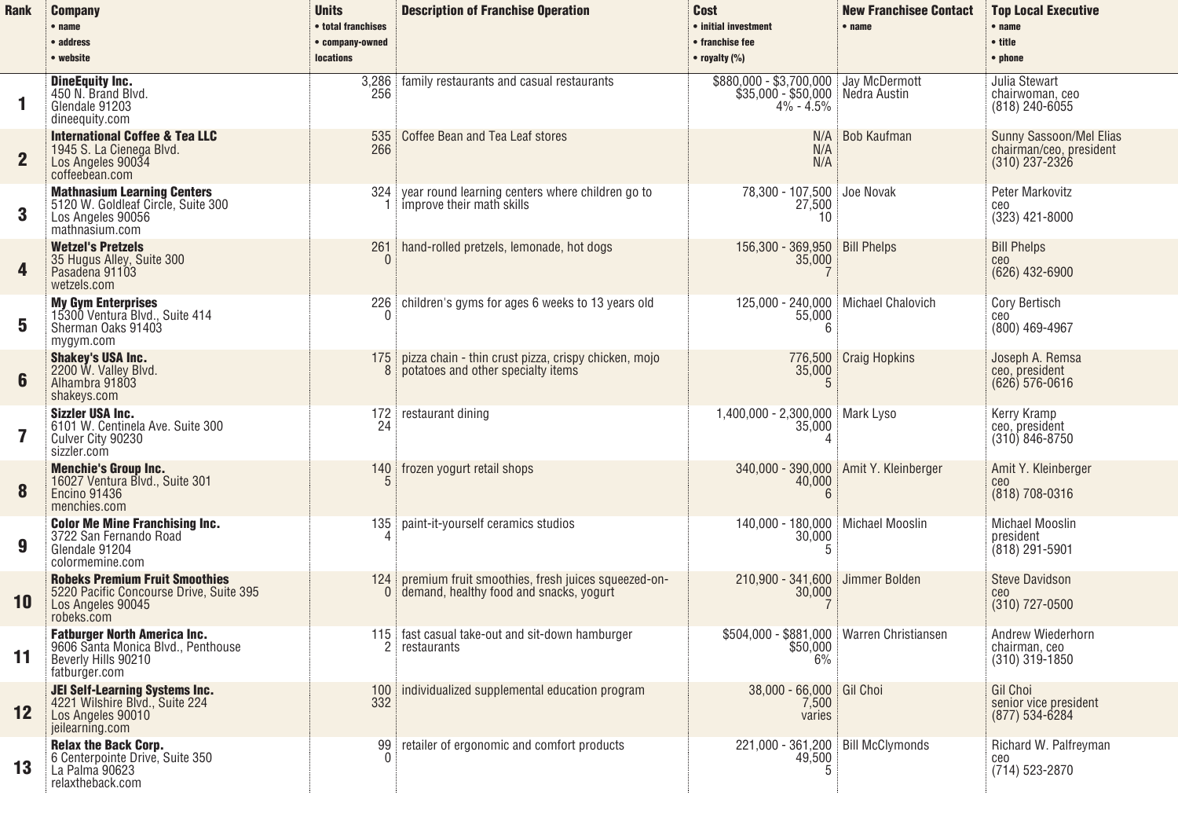| Rank | Company<br>• name<br>• address<br>• website | Units<br>• total franchises<br>• company-owned locations | Description of Franchise Operation | Cost<br>• initial investment<br>• franchise fee<br>• royalty (%) | New Franchisee Contact<br>• name | Top Local Executive<br>• name<br>• title<br>• phone |
|---|---|---|---|---|---|---|
| 1 | **DineEquity Inc.**<br>450 N. Brand Blvd.<br>Glendale 91203<br>dineequity.com | 3,286<br>256 | family restaurants and casual restaurants | $880,000 - $3,700,000<br>$35,000 - $50,000<br>4% - 4.5% | Jay McDermott<br>Nedra Austin | Julia Stewart<br>chairwoman, ceo<br>(818) 240-6055 |
| 2 | **International Coffee & Tea LLC**<br>1945 S. La Cienega Blvd.<br>Los Angeles 90034<br>coffeebean.com | 535<br>266 | Coffee Bean and Tea Leaf stores | N/A<br>N/A<br>N/A | Bob Kaufman | Sunny Sassoon/Mel Elias<br>chairman/ceo, president<br>(310) 237-2326 |
| 3 | **Mathnasium Learning Centers**<br>5120 W. Goldleaf Circle, Suite 300<br>Los Angeles 90056<br>mathnasium.com | 324<br>1 | year round learning centers where children go to improve their math skills | 78,300 - 107,500<br>27,500<br>10 | Joe Novak | Peter Markovitz<br>ceo<br>(323) 421-8000 |
| 4 | **Wetzel's Pretzels**<br>35 Hugus Alley, Suite 300<br>Pasadena 91103<br>wetzels.com | 261<br>0 | hand-rolled pretzels, lemonade, hot dogs | 156,300 - 369,950<br>35,000<br>7 | Bill Phelps | Bill Phelps<br>ceo<br>(626) 432-6900 |
| 5 | **My Gym Enterprises**<br>15300 Ventura Blvd., Suite 414<br>Sherman Oaks 91403<br>mygym.com | 226<br>0 | children's gyms for ages 6 weeks to 13 years old | 125,000 - 240,000<br>55,000<br>6 | Michael Chalovich | Cory Bertisch<br>ceo<br>(800) 469-4967 |
| 6 | **Shakey's USA Inc.**<br>2200 W. Valley Blvd.<br>Alhambra 91803<br>shakeys.com | 175<br>8 | pizza chain - thin crust pizza, crispy chicken, mojo potatoes and other specialty items | 776,500<br>35,000<br>5 | Craig Hopkins | Joseph A. Remsa<br>ceo, president<br>(626) 576-0616 |
| 7 | **Sizzler USA Inc.**<br>6101 W. Centinela Ave. Suite 300<br>Culver City 90230<br>sizzler.com | 172<br>24 | restaurant dining | 1,400,000 - 2,300,000<br>35,000<br>4 | Mark Lyso | Kerry Kramp<br>ceo, president<br>(310) 846-8750 |
| 8 | **Menchie's Group Inc.**<br>16027 Ventura Blvd., Suite 301<br>Encino 91436<br>menchies.com | 140<br>5 | frozen yogurt retail shops | 340,000 - 390,000<br>40,000<br>6 | Amit Y. Kleinberger | Amit Y. Kleinberger<br>ceo<br>(818) 708-0316 |
| 9 | **Color Me Mine Franchising Inc.**<br>3722 San Fernando Road<br>Glendale 91204<br>colormemine.com | 135<br>4 | paint-it-yourself ceramics studios | 140,000 - 180,000<br>30,000<br>5 | Michael Mooslin | Michael Mooslin<br>president<br>(818) 291-5901 |
| 10 | **Robeks Premium Fruit Smoothies**<br>5220 Pacific Concourse Drive, Suite 395<br>Los Angeles 90045<br>robeks.com | 124<br>0 | premium fruit smoothies, fresh juices squeezed-on-demand, healthy food and snacks, yogurt | 210,900 - 341,600<br>30,000<br>7 | Jimmer Bolden | Steve Davidson<br>ceo<br>(310) 727-0500 |
| 11 | **Fatburger North America Inc.**<br>9606 Santa Monica Blvd., Penthouse<br>Beverly Hills 90210<br>fatburger.com | 115<br>2 | fast casual take-out and sit-down hamburger restaurants | $504,000 - $881,000<br>$50,000<br>6% | Warren Christiansen | Andrew Wiederhorn<br>chairman, ceo<br>(310) 319-1850 |
| 12 | **JEI Self-Learning Systems Inc.**<br>4221 Wilshire Blvd., Suite 224<br>Los Angeles 90010<br>jeilearning.com | 100<br>332 | individualized supplemental education program | 38,000 - 66,000<br>7,500<br>varies | Gil Choi | Gil Choi<br>senior vice president<br>(877) 534-6284 |
| 13 | **Relax the Back Corp.**<br>6 Centerpointe Drive, Suite 350<br>La Palma 90623<br>relaxtheback.com | 99<br>0 | retailer of ergonomic and comfort products | 221,000 - 361,200<br>49,500<br>5 | Bill McClymonds | Richard W. Palfreyman<br>ceo<br>(714) 523-2870 |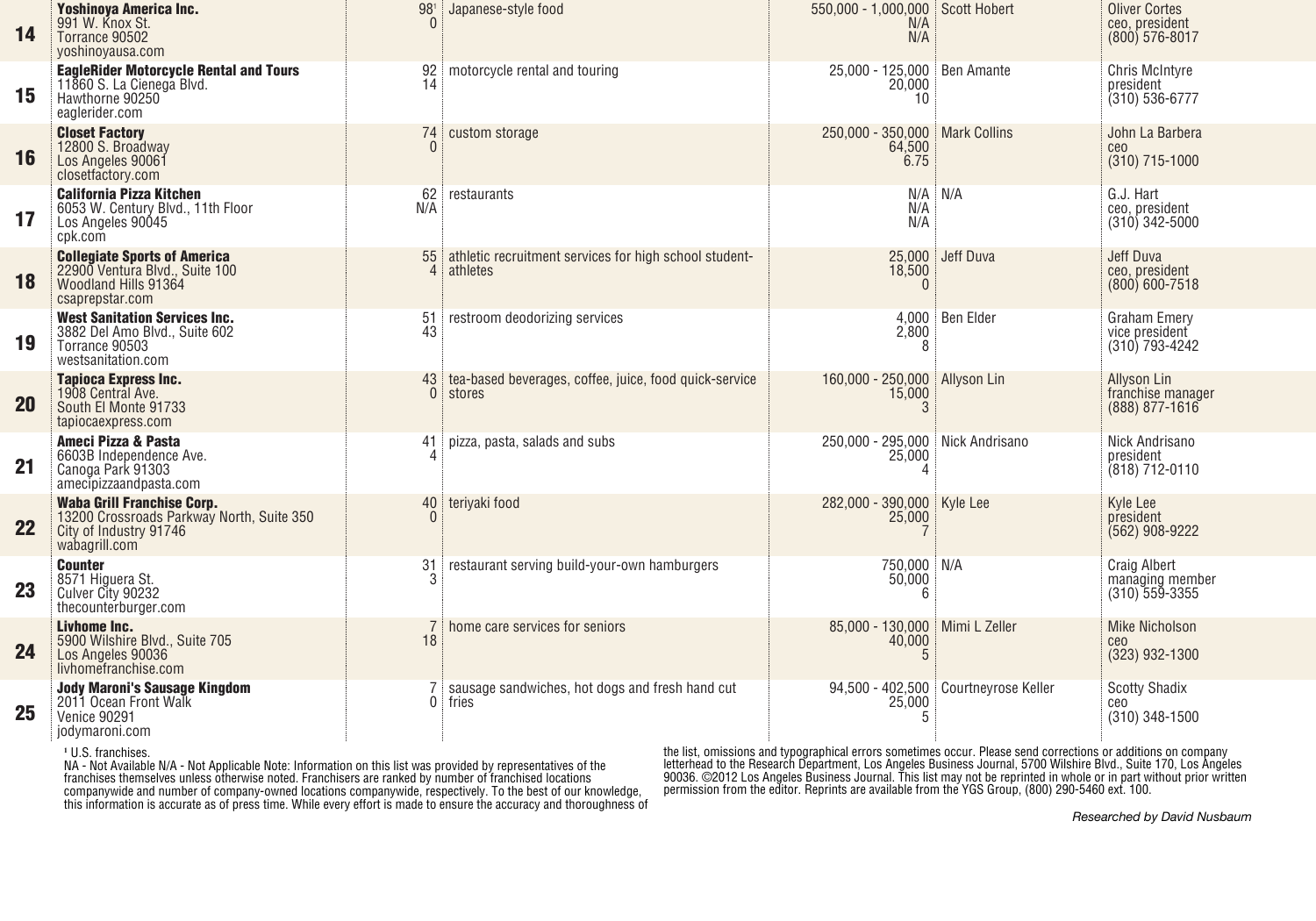| | | | | | | |
|---|---|---|---|---|---|---|
| 14 | **Yoshinoya America Inc.** 991 W. Knox St. Torrance 90502 yoshinoyausa.com | 98[1] 0 | Japanese-style food | 550,000 - 1,000,000 N/A N/A | Scott Hobert | Oliver Cortes ceo, president (800) 576-8017 |
| 15 | **EagleRider Motorcycle Rental and Tours** 11860 S. La Cienega Blvd. Hawthorne 90250 eaglerider.com | 92 14 | motorcycle rental and touring | 25,000 - 125,000 20,000 10 | Ben Amante | Chris McIntyre president (310) 536-6777 |
| 16 | **Closet Factory** 12800 S. Broadway Los Angeles 90061 closetfactory.com | 74 0 | custom storage | 250,000 - 350,000 64,500 6.75 | Mark Collins | John La Barbera ceo (310) 715-1000 |
| 17 | **California Pizza Kitchen** 6053 W. Century Blvd., 11th Floor Los Angeles 90045 cpk.com | 62 N/A | restaurants | N/A N/A N/A | N/A | G.J. Hart ceo, president (310) 342-5000 |
| 18 | **Collegiate Sports of America** 22900 Ventura Blvd., Suite 100 Woodland Hills 91364 csaprepstar.com | 55 4 | athletic recruitment services for high school student-athletes | 25,000 18,500 0 | Jeff Duva | Jeff Duva ceo, president (800) 600-7518 |
| 19 | **West Sanitation Services Inc.** 3882 Del Amo Blvd., Suite 602 Torrance 90503 westsanitation.com | 51 43 | restroom deodorizing services | 4,000 2,800 8 | Ben Elder | Graham Emery vice president (310) 793-4242 |
| 20 | **Tapioca Express Inc.** 1908 Central Ave. South El Monte 91733 tapiocaexpress.com | 43 0 | tea-based beverages, coffee, juice, food quick-service stores | 160,000 - 250,000 15,000 3 | Allyson Lin | Allyson Lin franchise manager (888) 877-1616 |
| 21 | **Ameci Pizza & Pasta** 6603B Independence Ave. Canoga Park 91303 amecipizzaandpasta.com | 41 4 | pizza, pasta, salads and subs | 250,000 - 295,000 25,000 4 | Nick Andrisano | Nick Andrisano president (818) 712-0110 |
| 22 | **Waba Grill Franchise Corp.** 13200 Crossroads Parkway North, Suite 350 City of Industry 91746 wabagrill.com | 40 0 | teriyaki food | 282,000 - 390,000 25,000 7 | Kyle Lee | Kyle Lee president (562) 908-9222 |
| 23 | **Counter** 8571 Higuera St. Culver City 90232 thecounterburger.com | 31 3 | restaurant serving build-your-own hamburgers | 750,000 50,000 6 | N/A | Craig Albert managing member (310) 559-3355 |
| 24 | **Livhome Inc.** 5900 Wilshire Blvd., Suite 705 Los Angeles 90036 livhomefranchise.com | 7 18 | home care services for seniors | 85,000 - 130,000 40,000 5 | Mimi L Zeller | Mike Nicholson ceo (323) 932-1300 |
| 25 | **Jody Maroni's Sausage Kingdom** 2011 Ocean Front Walk Venice 90291 jodymaroni.com | 7 0 | sausage sandwiches, hot dogs and fresh hand cut fries | 94,500 - 402,500 25,000 5 | Courtneyrose Keller | Scotty Shadix ceo (310) 348-1500 |

[1] U.S. franchises.

NA - Not Available N/A - Not Applicable Note: Information on this list was provided by representatives of the franchises themselves unless otherwise noted. Franchisers are ranked by number of franchised locations companywide and number of company-owned locations companywide, respectively. To the best of our knowledge, this information is accurate as of press time. While every effort is made to ensure the accuracy and thoroughness of the list, omissions and typographical errors sometimes occur. Please send corrections or additions on company letterhead to the Research Department, Los Angeles Business Journal, 5700 Wilshire Blvd., Suite 170, Los Angeles 90036. ©2012 Los Angeles Business Journal. This list may not be reprinted in whole or in part without prior written permission from the editor. Reprints are available from the YGS Group, (800) 290-5460 ext. 100.

*Researched by David Nusbaum*